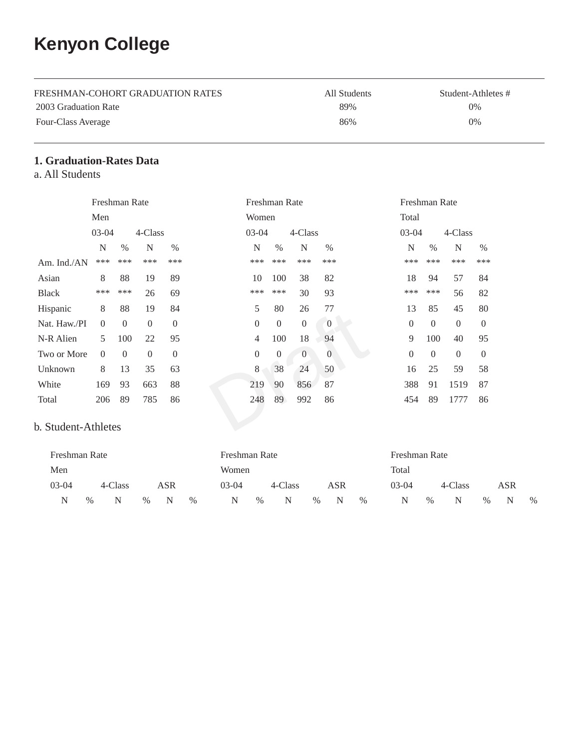# Kenyon College

| FRESHMAN-COHORT GRADUATION RATES | All Students | Student-Athletes # |
|---|---|---|
| 2003 Graduation Rate | 89% | 0% |
| Four-Class Average | 86% | 0% |

## 1. Graduation-Rates Data

### a. All Students

| | Freshman Rate Men | | | | Freshman Rate Women | | | | Freshman Rate Total | | | |
|---|---|---|---|---|---|---|---|---|---|---|---|---|
| | 03-04 | | 4-Class | | 03-04 | | 4-Class | | 03-04 | | 4-Class | |
| | N | % | N | % | N | % | N | % | N | % | N | % |
| Am. Ind./AN | *** | *** | *** | *** | *** | *** | *** | *** | *** | *** | *** | *** |
| Asian | 8 | 88 | 19 | 89 | 10 | 100 | 38 | 82 | 18 | 94 | 57 | 84 |
| Black | *** | *** | 26 | 69 | *** | *** | 30 | 93 | *** | *** | 56 | 82 |
| Hispanic | 8 | 88 | 19 | 84 | 5 | 80 | 26 | 77 | 13 | 85 | 45 | 80 |
| Nat. Haw./PI | 0 | 0 | 0 | 0 | 0 | 0 | 0 | 0 | 0 | 0 | 0 | 0 |
| N-R Alien | 5 | 100 | 22 | 95 | 4 | 100 | 18 | 94 | 9 | 100 | 40 | 95 |
| Two or More | 0 | 0 | 0 | 0 | 0 | 0 | 0 | 0 | 0 | 0 | 0 | 0 |
| Unknown | 8 | 13 | 35 | 63 | 8 | 38 | 24 | 50 | 16 | 25 | 59 | 58 |
| White | 169 | 93 | 663 | 88 | 219 | 90 | 856 | 87 | 388 | 91 | 1519 | 87 |
| Total | 206 | 89 | 785 | 86 | 248 | 89 | 992 | 86 | 454 | 89 | 1777 | 86 |

### b. Student-Athletes

| Freshman Rate Men | | | | | | Freshman Rate Women | | | | | | Freshman Rate Total | | | | | |
|---|---|---|---|---|---|---|---|---|---|---|---|---|---|---|---|---|---|
| 03-04 | | 4-Class | | ASR | | 03-04 | | 4-Class | | ASR | | 03-04 | | 4-Class | | ASR | |
| N | % | N | % | N | % | N | % | N | % | N | % | N | % | N | % | N | % |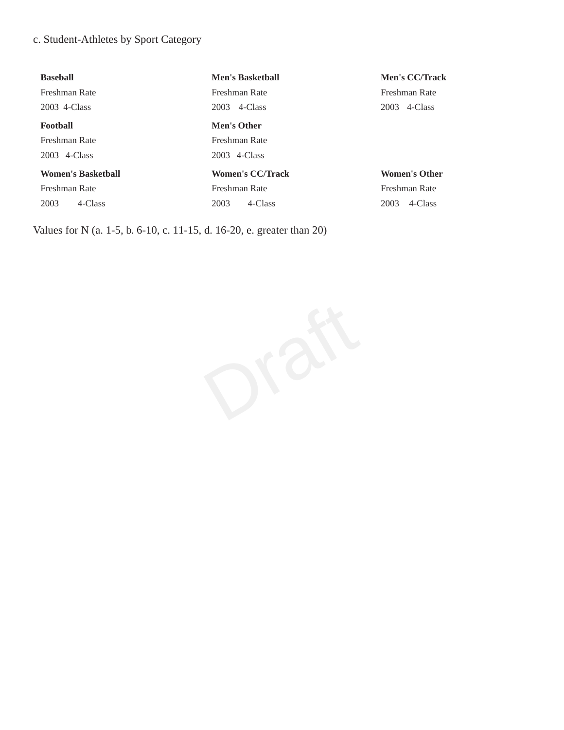c. Student-Athletes by Sport Category

**Baseball**
Freshman Rate
2003 4-Class

**Men's Basketball**
Freshman Rate
2003 4-Class

**Men's CC/Track**
Freshman Rate
2003 4-Class

**Football**
Freshman Rate
2003 4-Class

**Men's Other**
Freshman Rate
2003 4-Class

**Women's Basketball**
Freshman Rate
2003 4-Class

**Women's CC/Track**
Freshman Rate
2003 4-Class

**Women's Other**
Freshman Rate
2003 4-Class

Values for N (a. 1-5, b. 6-10, c. 11-15, d. 16-20, e. greater than 20)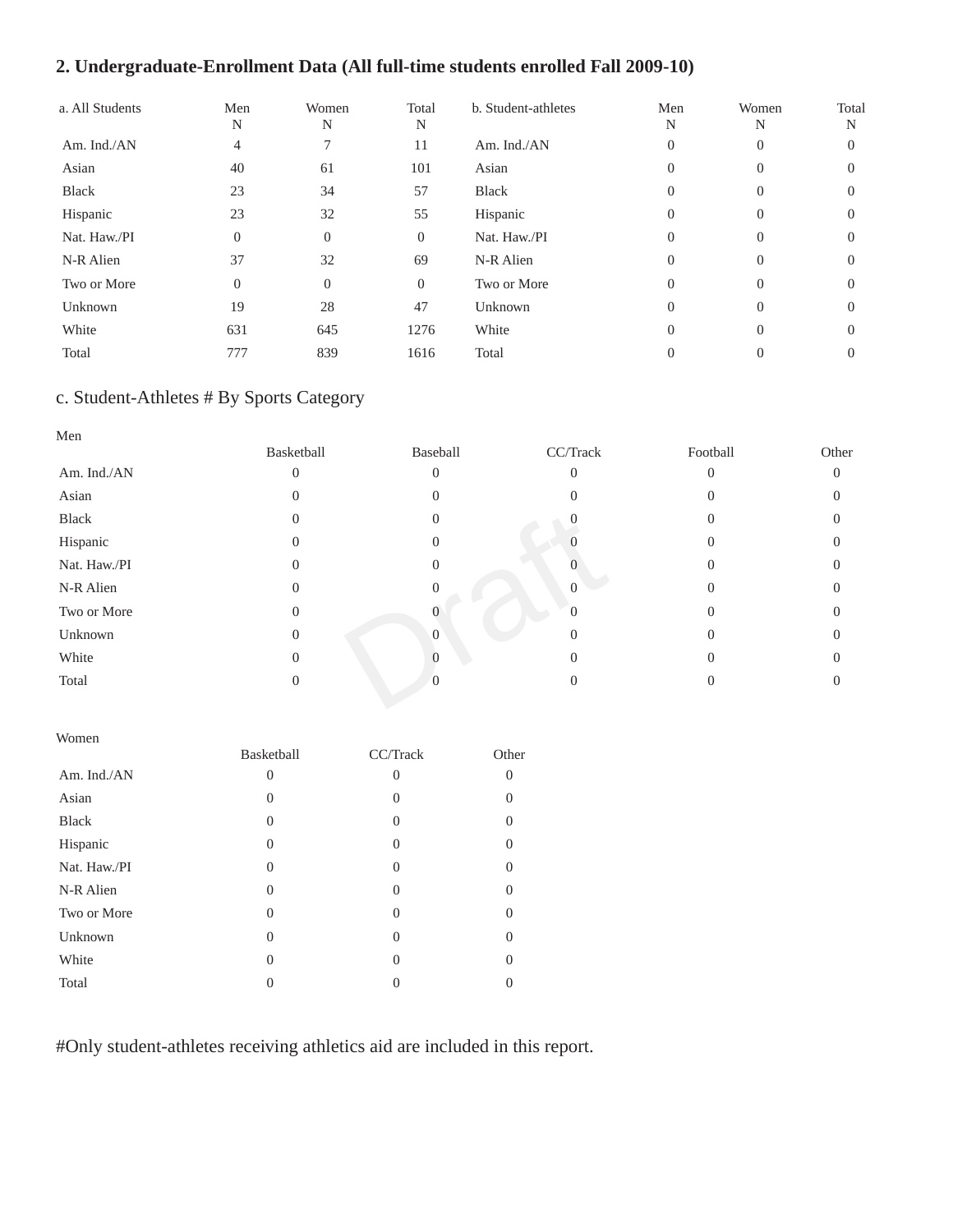## 2. Undergraduate-Enrollment Data (All full-time students enrolled Fall 2009-10)

| a. All Students | Men N | Women N | Total N | b. Student-athletes | Men N | Women N | Total N |
|---|---|---|---|---|---|---|---|
| Am. Ind./AN | 4 | 7 | 11 | Am. Ind./AN | 0 | 0 | 0 |
| Asian | 40 | 61 | 101 | Asian | 0 | 0 | 0 |
| Black | 23 | 34 | 57 | Black | 0 | 0 | 0 |
| Hispanic | 23 | 32 | 55 | Hispanic | 0 | 0 | 0 |
| Nat. Haw./PI | 0 | 0 | 0 | Nat. Haw./PI | 0 | 0 | 0 |
| N-R Alien | 37 | 32 | 69 | N-R Alien | 0 | 0 | 0 |
| Two or More | 0 | 0 | 0 | Two or More | 0 | 0 | 0 |
| Unknown | 19 | 28 | 47 | Unknown | 0 | 0 | 0 |
| White | 631 | 645 | 1276 | White | 0 | 0 | 0 |
| Total | 777 | 839 | 1616 | Total | 0 | 0 | 0 |

c. Student-Athletes # By Sports Category

Men

| | Basketball | Baseball | CC/Track | Football | Other |
|---|---|---|---|---|---|
| Am. Ind./AN | 0 | 0 | 0 | 0 | 0 |
| Asian | 0 | 0 | 0 | 0 | 0 |
| Black | 0 | 0 | 0 | 0 | 0 |
| Hispanic | 0 | 0 | 0 | 0 | 0 |
| Nat. Haw./PI | 0 | 0 | 0 | 0 | 0 |
| N-R Alien | 0 | 0 | 0 | 0 | 0 |
| Two or More | 0 | 0 | 0 | 0 | 0 |
| Unknown | 0 | 0 | 0 | 0 | 0 |
| White | 0 | 0 | 0 | 0 | 0 |
| Total | 0 | 0 | 0 | 0 | 0 |

Women

| | Basketball | CC/Track | Other |
|---|---|---|---|
| Am. Ind./AN | 0 | 0 | 0 |
| Asian | 0 | 0 | 0 |
| Black | 0 | 0 | 0 |
| Hispanic | 0 | 0 | 0 |
| Nat. Haw./PI | 0 | 0 | 0 |
| N-R Alien | 0 | 0 | 0 |
| Two or More | 0 | 0 | 0 |
| Unknown | 0 | 0 | 0 |
| White | 0 | 0 | 0 |
| Total | 0 | 0 | 0 |

#Only student-athletes receiving athletics aid are included in this report.